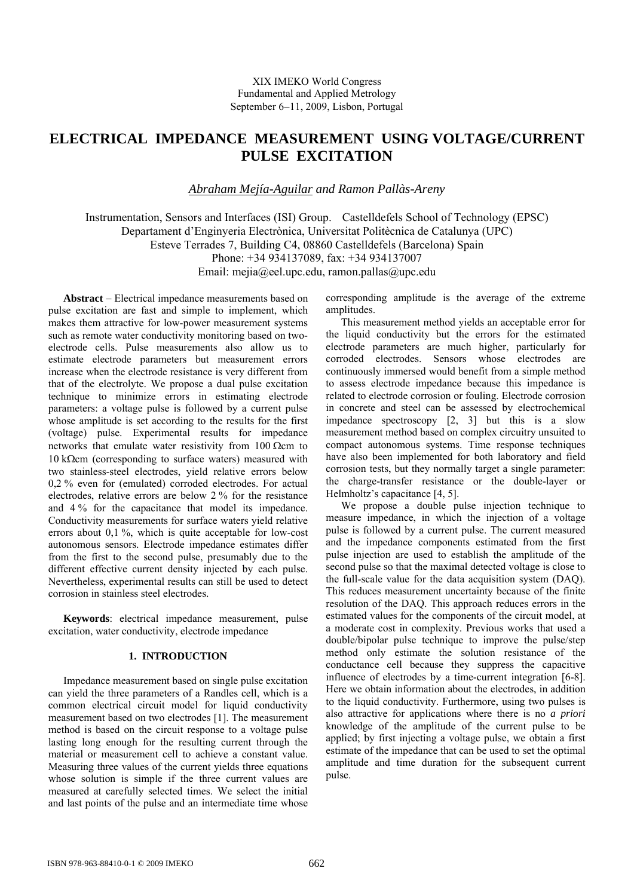XIX IMEKO World Congress
Fundamental and Applied Metrology
September 6−11, 2009, Lisbon, Portugal

# ELECTRICAL IMPEDANCE MEASUREMENT USING VOLTAGE/CURRENT PULSE EXCITATION

*Abraham Mejía-Aguilar and Ramon Pallàs-Areny*

Instrumentation, Sensors and Interfaces (ISI) Group. Castelldefels School of Technology (EPSC)
Departament d'Enginyeria Electrònica, Universitat Politècnica de Catalunya (UPC)
Esteve Terrades 7, Building C4, 08860 Castelldefels (Barcelona) Spain
Phone: +34 934137089, fax: +34 934137007
Email: mejia@eel.upc.edu, ramon.pallas@upc.edu

**Abstract** – Electrical impedance measurements based on pulse excitation are fast and simple to implement, which makes them attractive for low-power measurement systems such as remote water conductivity monitoring based on two-electrode cells. Pulse measurements also allow us to estimate electrode parameters but measurement errors increase when the electrode resistance is very different from that of the electrolyte. We propose a dual pulse excitation technique to minimize errors in estimating electrode parameters: a voltage pulse is followed by a current pulse whose amplitude is set according to the results for the first (voltage) pulse. Experimental results for impedance networks that emulate water resistivity from 100 Ωcm to 10 kΩcm (corresponding to surface waters) measured with two stainless-steel electrodes, yield relative errors below 0,2 % even for (emulated) corroded electrodes. For actual electrodes, relative errors are below 2 % for the resistance and 4 % for the capacitance that model its impedance. Conductivity measurements for surface waters yield relative errors about 0,1 %, which is quite acceptable for low-cost autonomous sensors. Electrode impedance estimates differ from the first to the second pulse, presumably due to the different effective current density injected by each pulse. Nevertheless, experimental results can still be used to detect corrosion in stainless steel electrodes.

**Keywords**: electrical impedance measurement, pulse excitation, water conductivity, electrode impedance

## 1. INTRODUCTION

Impedance measurement based on single pulse excitation can yield the three parameters of a Randles cell, which is a common electrical circuit model for liquid conductivity measurement based on two electrodes [1]. The measurement method is based on the circuit response to a voltage pulse lasting long enough for the resulting current through the material or measurement cell to achieve a constant value. Measuring three values of the current yields three equations whose solution is simple if the three current values are measured at carefully selected times. We select the initial and last points of the pulse and an intermediate time whose corresponding amplitude is the average of the extreme amplitudes.

This measurement method yields an acceptable error for the liquid conductivity but the errors for the estimated electrode parameters are much higher, particularly for corroded electrodes. Sensors whose electrodes are continuously immersed would benefit from a simple method to assess electrode impedance because this impedance is related to electrode corrosion or fouling. Electrode corrosion in concrete and steel can be assessed by electrochemical impedance spectroscopy [2, 3] but this is a slow measurement method based on complex circuitry unsuited to compact autonomous systems. Time response techniques have also been implemented for both laboratory and field corrosion tests, but they normally target a single parameter: the charge-transfer resistance or the double-layer or Helmholtz's capacitance [4, 5].

We propose a double pulse injection technique to measure impedance, in which the injection of a voltage pulse is followed by a current pulse. The current measured and the impedance components estimated from the first pulse injection are used to establish the amplitude of the second pulse so that the maximal detected voltage is close to the full-scale value for the data acquisition system (DAQ). This reduces measurement uncertainty because of the finite resolution of the DAQ. This approach reduces errors in the estimated values for the components of the circuit model, at a moderate cost in complexity. Previous works that used a double/bipolar pulse technique to improve the pulse/step method only estimate the solution resistance of the conductance cell because they suppress the capacitive influence of electrodes by a time-current integration [6-8]. Here we obtain information about the electrodes, in addition to the liquid conductivity. Furthermore, using two pulses is also attractive for applications where there is no *a priori* knowledge of the amplitude of the current pulse to be applied; by first injecting a voltage pulse, we obtain a first estimate of the impedance that can be used to set the optimal amplitude and time duration for the subsequent current pulse.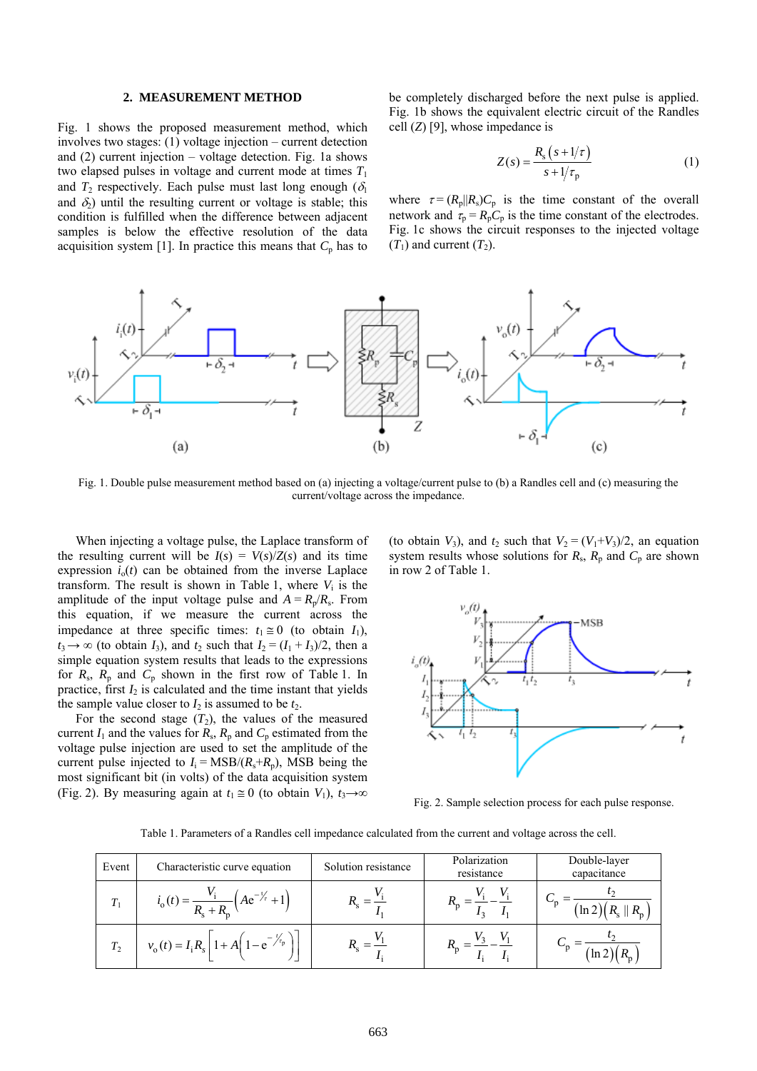## 2. MEASUREMENT METHOD

Fig. 1 shows the proposed measurement method, which involves two stages: (1) voltage injection – current detection and (2) current injection – voltage detection. Fig. 1a shows two elapsed pulses in voltage and current mode at times $T_1$ and $T_2$ respectively. Each pulse must last long enough ($\delta_1$ and $\delta_2$) until the resulting current or voltage is stable; this condition is fulfilled when the difference between adjacent samples is below the effective resolution of the data acquisition system [1]. In practice this means that $C_p$ has to be completely discharged before the next pulse is applied. Fig. 1b shows the equivalent electric circuit of the Randles cell ($Z$) [9], whose impedance is

$$Z(s) = \frac{R_s\left(s + 1/\tau\right)}{s + 1/\tau_p} \tag{1}$$

where $\tau = (R_p \| R_s)C_p$ is the time constant of the overall network and $\tau_p = R_pC_p$ is the time constant of the electrodes. Fig. 1c shows the circuit responses to the injected voltage ($T_1$) and current ($T_2$).

Fig. 1. Double pulse measurement method based on (a) injecting a voltage/current pulse to (b) a Randles cell and (c) measuring the current/voltage across the impedance.

When injecting a voltage pulse, the Laplace transform of the resulting current will be $I(s) = V(s)/Z(s)$ and its time expression $i_o(t)$ can be obtained from the inverse Laplace transform. The result is shown in Table 1, where $V_i$ is the amplitude of the input voltage pulse and $A = R_p/R_s$. From this equation, if we measure the current across the impedance at three specific times: $t_1 \cong 0$ (to obtain $I_1$), $t_3 \rightarrow \infty$ (to obtain $I_3$), and $t_2$ such that $I_2 = (I_1 + I_3)/2$, then a simple equation system results that leads to the expressions for $R_s$, $R_p$ and $C_p$ shown in the first row of Table 1. In practice, first $I_2$ is calculated and the time instant that yields the sample value closer to $I_2$ is assumed to be $t_2$.

For the second stage ($T_2$), the values of the measured current $I_1$ and the values for $R_s$, $R_p$ and $C_p$ estimated from the voltage pulse injection are used to set the amplitude of the current pulse injected to $I_i = \text{MSB}/(R_s+R_p)$, MSB being the most significant bit (in volts) of the data acquisition system (Fig. 2). By measuring again at $t_1 \cong 0$ (to obtain $V_1$), $t_3 \rightarrow \infty$ (to obtain $V_3$), and $t_2$ such that $V_2 = (V_1+V_3)/2$, an equation system results whose solutions for $R_s$, $R_p$ and $C_p$ are shown in row 2 of Table 1.

Fig. 2. Sample selection process for each pulse response.

Table 1. Parameters of a Randles cell impedance calculated from the current and voltage across the cell.

| Event | Characteristic curve equation | Solution resistance | Polarization resistance | Double-layer capacitance |
|---|---|---|---|---|
| $T_1$ | $i_o(t) = \dfrac{V_i}{R_s + R_p}\left(Ae^{-t/\tau} + 1\right)$ | $R_s = \dfrac{V_i}{I_1}$ | $R_p = \dfrac{V_i}{I_3} - \dfrac{V_i}{I_1}$ | $C_p = \dfrac{t_2}{(\ln 2)\left(R_s \| R_p\right)}$ |
| $T_2$ | $v_o(t) = I_i R_s\left[1 + A\left(1 - e^{-t/\tau_p}\right)\right]$ | $R_s = \dfrac{V_1}{I_i}$ | $R_p = \dfrac{V_3}{I_i} - \dfrac{V_1}{I_i}$ | $C_p = \dfrac{t_2}{(\ln 2)\left(R_p\right)}$ |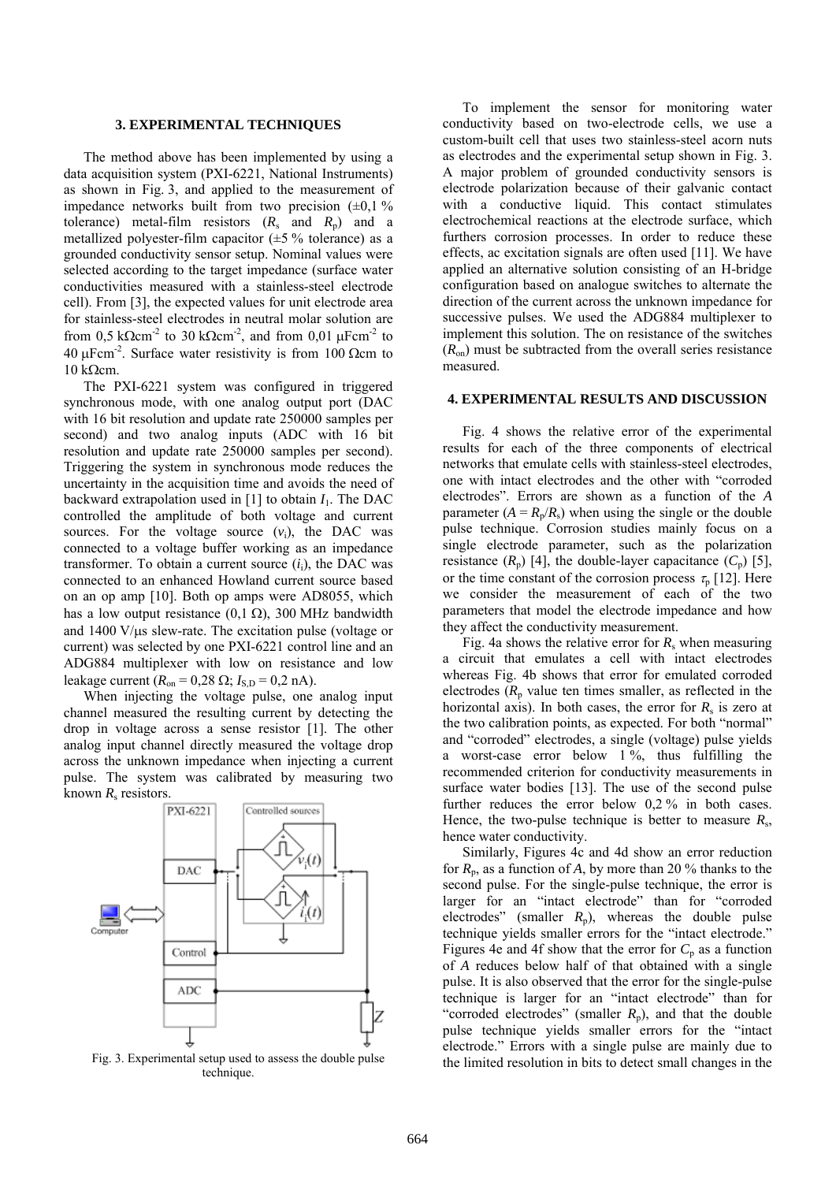## 3. EXPERIMENTAL TECHNIQUES

The method above has been implemented by using a data acquisition system (PXI-6221, National Instruments) as shown in Fig. 3, and applied to the measurement of impedance networks built from two precision (±0,1 % tolerance) metal-film resistors ($R_s$ and $R_p$) and a metallized polyester-film capacitor (±5 % tolerance) as a grounded conductivity sensor setup. Nominal values were selected according to the target impedance (surface water conductivities measured with a stainless-steel electrode cell). From [3], the expected values for unit electrode area for stainless-steel electrodes in neutral molar solution are from 0,5 kΩcm$^{-2}$ to 30 kΩcm$^{-2}$, and from 0,01 μFcm$^{-2}$ to 40 μFcm$^{-2}$. Surface water resistivity is from 100 Ωcm to 10 kΩcm.

The PXI-6221 system was configured in triggered synchronous mode, with one analog output port (DAC with 16 bit resolution and update rate 250000 samples per second) and two analog inputs (ADC with 16 bit resolution and update rate 250000 samples per second). Triggering the system in synchronous mode reduces the uncertainty in the acquisition time and avoids the need of backward extrapolation used in [1] to obtain $I_1$. The DAC controlled the amplitude of both voltage and current sources. For the voltage source ($v_i$), the DAC was connected to a voltage buffer working as an impedance transformer. To obtain a current source ($i_i$), the DAC was connected to an enhanced Howland current source based on an op amp [10]. Both op amps were AD8055, which has a low output resistance (0,1 Ω), 300 MHz bandwidth and 1400 V/μs slew-rate. The excitation pulse (voltage or current) was selected by one PXI-6221 control line and an ADG884 multiplexer with low on resistance and low leakage current ($R_{on}$ = 0,28 Ω; $I_{S,D}$ = 0,2 nA).

When injecting the voltage pulse, one analog input channel measured the resulting current by detecting the drop in voltage across a sense resistor [1]. The other analog input channel directly measured the voltage drop across the unknown impedance when injecting a current pulse. The system was calibrated by measuring two known $R_s$ resistors.

Fig. 3. Experimental setup used to assess the double pulse technique.

To implement the sensor for monitoring water conductivity based on two-electrode cells, we use a custom-built cell that uses two stainless-steel acorn nuts as electrodes and the experimental setup shown in Fig. 3. A major problem of grounded conductivity sensors is electrode polarization because of their galvanic contact with a conductive liquid. This contact stimulates electrochemical reactions at the electrode surface, which furthers corrosion processes. In order to reduce these effects, ac excitation signals are often used [11]. We have applied an alternative solution consisting of an H-bridge configuration based on analogue switches to alternate the direction of the current across the unknown impedance for successive pulses. We used the ADG884 multiplexer to implement this solution. The on resistance of the switches ($R_{on}$) must be subtracted from the overall series resistance measured.

## 4. EXPERIMENTAL RESULTS AND DISCUSSION

Fig. 4 shows the relative error of the experimental results for each of the three components of electrical networks that emulate cells with stainless-steel electrodes, one with intact electrodes and the other with "corroded electrodes". Errors are shown as a function of the *A* parameter ($A = R_p/R_s$) when using the single or the double pulse technique. Corrosion studies mainly focus on a single electrode parameter, such as the polarization resistance ($R_p$) [4], the double-layer capacitance ($C_p$) [5], or the time constant of the corrosion process $\tau_p$ [12]. Here we consider the measurement of each of the two parameters that model the electrode impedance and how they affect the conductivity measurement.

Fig. 4a shows the relative error for $R_s$ when measuring a circuit that emulates a cell with intact electrodes whereas Fig. 4b shows that error for emulated corroded electrodes ($R_p$ value ten times smaller, as reflected in the horizontal axis). In both cases, the error for $R_s$ is zero at the two calibration points, as expected. For both "normal" and "corroded" electrodes, a single (voltage) pulse yields a worst-case error below 1 %, thus fulfilling the recommended criterion for conductivity measurements in surface water bodies [13]. The use of the second pulse further reduces the error below 0,2 % in both cases. Hence, the two-pulse technique is better to measure $R_s$, hence water conductivity.

Similarly, Figures 4c and 4d show an error reduction for $R_p$, as a function of *A*, by more than 20 % thanks to the second pulse. For the single-pulse technique, the error is larger for an "intact electrode" than for "corroded electrodes" (smaller $R_p$), whereas the double pulse technique yields smaller errors for the "intact electrode." Figures 4e and 4f show that the error for $C_p$ as a function of *A* reduces below half of that obtained with a single pulse. It is also observed that the error for the single-pulse technique is larger for an "intact electrode" than for "corroded electrodes" (smaller $R_p$), and that the double pulse technique yields smaller errors for the "intact electrode." Errors with a single pulse are mainly due to the limited resolution in bits to detect small changes in the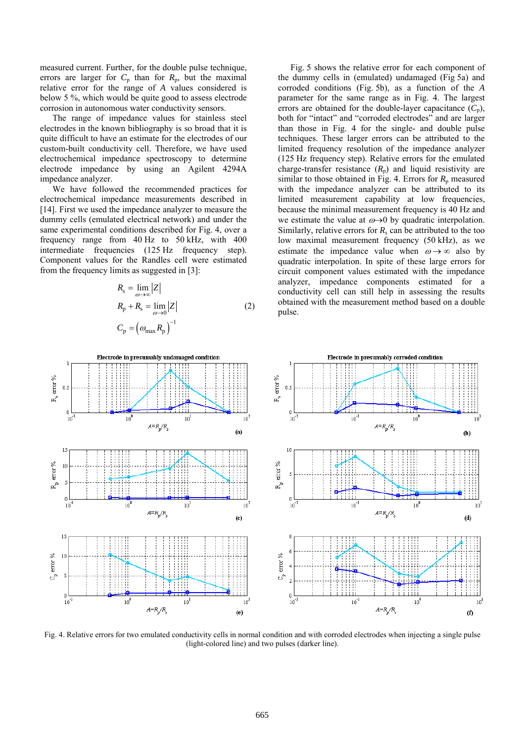measured current. Further, for the double pulse technique, errors are larger for $C_p$ than for $R_p$, but the maximal relative error for the range of $A$ values considered is below 5 %, which would be quite good to assess electrode corrosion in autonomous water conductivity sensors.

The range of impedance values for stainless steel electrodes in the known bibliography is so broad that it is quite difficult to have an estimate for the electrodes of our custom-built conductivity cell. Therefore, we have used electrochemical impedance spectroscopy to determine electrode impedance by using an Agilent 4294A impedance analyzer.

We have followed the recommended practices for electrochemical impedance measurements described in [14]. First we used the impedance analyzer to measure the dummy cells (emulated electrical network) and under the same experimental conditions described for Fig. 4, over a frequency range from 40 Hz to 50 kHz, with 400 intermediate frequencies (125 Hz frequency step). Component values for the Randles cell were estimated from the frequency limits as suggested in [3]:

$$
\begin{aligned}
R_s &= \lim_{\omega \to \infty} |Z| \\
R_p + R_s &= \lim_{\omega \to 0} |Z| \qquad (2) \\
C_p &= \left(\omega_{max} R_p\right)^{-1}
\end{aligned}
$$

Fig. 5 shows the relative error for each component of the dummy cells in (emulated) undamaged (Fig 5a) and corroded conditions (Fig. 5b), as a function of the $A$ parameter for the same range as in Fig. 4. The largest errors are obtained for the double-layer capacitance ($C_p$), both for "intact" and "corroded electrodes" and are larger than those in Fig. 4 for the single- and double pulse techniques. These larger errors can be attributed to the limited frequency resolution of the impedance analyzer (125 Hz frequency step). Relative errors for the emulated charge-transfer resistance ($R_p$) and liquid resistivity are similar to those obtained in Fig. 4. Errors for $R_p$ measured with the impedance analyzer can be attributed to its limited measurement capability at low frequencies, because the minimal measurement frequency is 40 Hz and we estimate the value at $\omega \to 0$ by quadratic interpolation. Similarly, relative errors for $R_s$ can be attributed to the too low maximal measurement frequency (50 kHz), as we estimate the impedance value when $\omega \to \infty$ also by quadratic interpolation. In spite of these large errors for circuit component values estimated with the impedance analyzer, impedance components estimated for a conductivity cell can still help in assessing the results obtained with the measurement method based on a double pulse.

Fig. 4. Relative errors for two emulated conductivity cells in normal condition and with corroded electrodes when injecting a single pulse (light-colored line) and two pulses (darker line).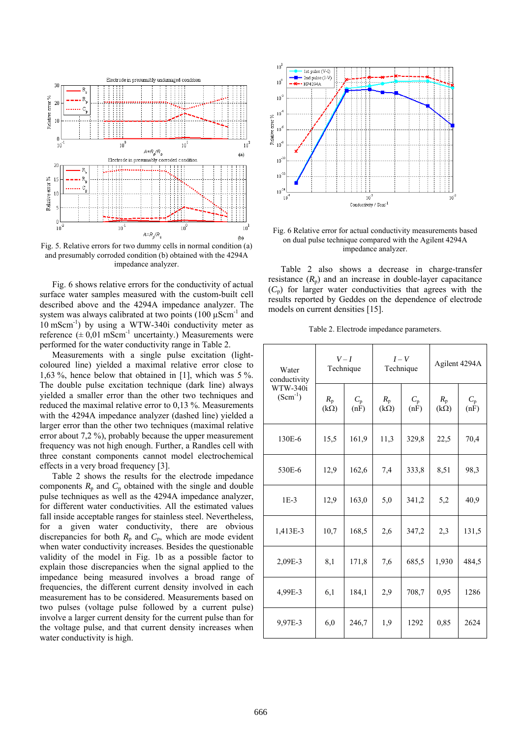Fig. 5. Relative errors for two dummy cells in normal condition (a) and presumably corroded condition (b) obtained with the 4294A impedance analyzer.

Fig. 6 shows relative errors for the conductivity of actual surface water samples measured with the custom-built cell described above and the 4294A impedance analyzer. The system was always calibrated at two points (100 µScm$^{-1}$ and 10 mScm$^{-1}$) by using a WTW-340i conductivity meter as reference (± 0,01 mScm$^{-1}$ uncertainty.) Measurements were performed for the water conductivity range in Table 2.

Measurements with a single pulse excitation (light-coloured line) yielded a maximal relative error close to 1,63 %, hence below that obtained in [1], which was 5 %. The double pulse excitation technique (dark line) always yielded a smaller error than the other two techniques and reduced the maximal relative error to 0,13 %. Measurements with the 4294A impedance analyzer (dashed line) yielded a larger error than the other two techniques (maximal relative error about 7,2 %), probably because the upper measurement frequency was not high enough. Further, a Randles cell with three constant components cannot model electrochemical effects in a very broad frequency [3].

Table 2 shows the results for the electrode impedance components $R_p$ and $C_p$ obtained with the single and double pulse techniques as well as the 4294A impedance analyzer, for different water conductivities. All the estimated values fall inside acceptable ranges for stainless steel. Nevertheless, for a given water conductivity, there are obvious discrepancies for both $R_p$ and $C_p$, which are mode evident when water conductivity increases. Besides the questionable validity of the model in Fig. 1b as a possible factor to explain those discrepancies when the signal applied to the impedance being measured involves a broad range of frequencies, the different current density involved in each measurement has to be considered. Measurements based on two pulses (voltage pulse followed by a current pulse) involve a larger current density for the current pulse than for the voltage pulse, and that current density increases when water conductivity is high.

Fig. 6 Relative error for actual conductivity measurements based on dual pulse technique compared with the Agilent 4294A impedance analyzer.

Table 2 also shows a decrease in charge-transfer resistance ($R_p$) and an increase in double-layer capacitance ($C_p$) for larger water conductivities that agrees with the results reported by Geddes on the dependence of electrode models on current densities [15].

Table 2. Electrode impedance parameters.

| Water conductivity WTW-340i (Scm$^{-1}$) | $V-I$ Technique | | $I-V$ Technique | | Agilent 4294A | |
|---|---|---|---|---|---|---|
| | $R_p$ (kΩ) | $C_p$ (nF) | $R_p$ (kΩ) | $C_p$ (nF) | $R_p$ (kΩ) | $C_p$ (nF) |
| 130E-6 | 15,5 | 161,9 | 11,3 | 329,8 | 22,5 | 70,4 |
| 530E-6 | 12,9 | 162,6 | 7,4 | 333,8 | 8,51 | 98,3 |
| 1E-3 | 12,9 | 163,0 | 5,0 | 341,2 | 5,2 | 40,9 |
| 1,413E-3 | 10,7 | 168,5 | 2,6 | 347,2 | 2,3 | 131,5 |
| 2,09E-3 | 8,1 | 171,8 | 7,6 | 685,5 | 1,930 | 484,5 |
| 4,99E-3 | 6,1 | 184,1 | 2,9 | 708,7 | 0,95 | 1286 |
| 9,97E-3 | 6,0 | 246,7 | 1,9 | 1292 | 0,85 | 2624 |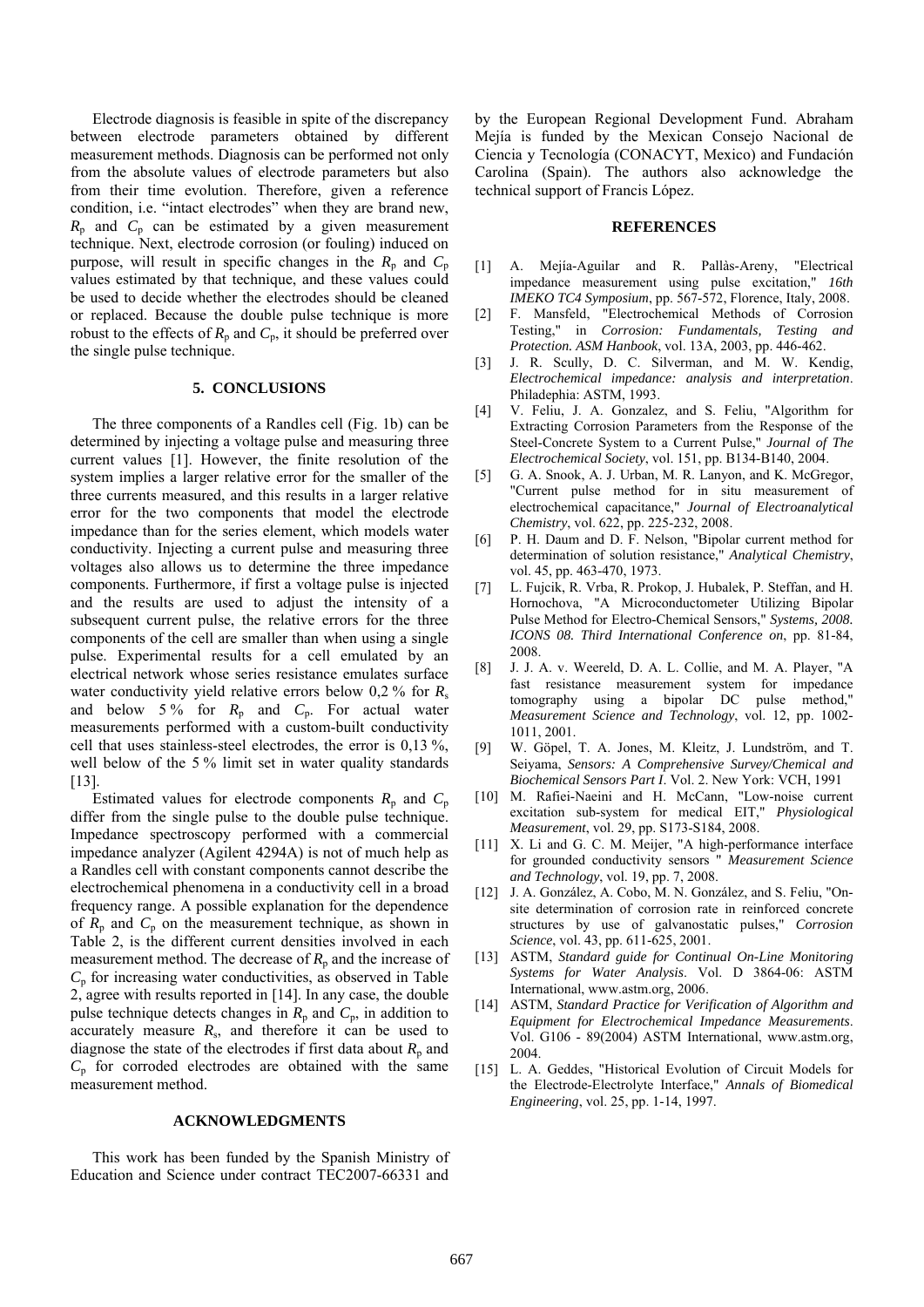Electrode diagnosis is feasible in spite of the discrepancy between electrode parameters obtained by different measurement methods. Diagnosis can be performed not only from the absolute values of electrode parameters but also from their time evolution. Therefore, given a reference condition, i.e. "intact electrodes" when they are brand new, $R_p$ and $C_p$ can be estimated by a given measurement technique. Next, electrode corrosion (or fouling) induced on purpose, will result in specific changes in the $R_p$ and $C_p$ values estimated by that technique, and these values could be used to decide whether the electrodes should be cleaned or replaced. Because the double pulse technique is more robust to the effects of $R_p$ and $C_p$, it should be preferred over the single pulse technique.

## 5. CONCLUSIONS

The three components of a Randles cell (Fig. 1b) can be determined by injecting a voltage pulse and measuring three current values [1]. However, the finite resolution of the system implies a larger relative error for the smaller of the three currents measured, and this results in a larger relative error for the two components that model the electrode impedance than for the series element, which models water conductivity. Injecting a current pulse and measuring three voltages also allows us to determine the three impedance components. Furthermore, if first a voltage pulse is injected and the results are used to adjust the intensity of a subsequent current pulse, the relative errors for the three components of the cell are smaller than when using a single pulse. Experimental results for a cell emulated by an electrical network whose series resistance emulates surface water conductivity yield relative errors below 0,2 % for $R_s$ and below 5 % for $R_p$ and $C_p$. For actual water measurements performed with a custom-built conductivity cell that uses stainless-steel electrodes, the error is 0,13 %, well below of the 5 % limit set in water quality standards [13].

Estimated values for electrode components $R_p$ and $C_p$ differ from the single pulse to the double pulse technique. Impedance spectroscopy performed with a commercial impedance analyzer (Agilent 4294A) is not of much help as a Randles cell with constant components cannot describe the electrochemical phenomena in a conductivity cell in a broad frequency range. A possible explanation for the dependence of $R_p$ and $C_p$ on the measurement technique, as shown in Table 2, is the different current densities involved in each measurement method. The decrease of $R_p$ and the increase of $C_p$ for increasing water conductivities, as observed in Table 2, agree with results reported in [14]. In any case, the double pulse technique detects changes in $R_p$ and $C_p$, in addition to accurately measure $R_s$, and therefore it can be used to diagnose the state of the electrodes if first data about $R_p$ and $C_p$ for corroded electrodes are obtained with the same measurement method.

## ACKNOWLEDGMENTS

This work has been funded by the Spanish Ministry of Education and Science under contract TEC2007-66331 and by the European Regional Development Fund. Abraham Mejía is funded by the Mexican Consejo Nacional de Ciencia y Tecnología (CONACYT, Mexico) and Fundación Carolina (Spain). The authors also acknowledge the technical support of Francis López.

## REFERENCES

[1] A. Mejía-Aguilar and R. Pallàs-Areny, "Electrical impedance measurement using pulse excitation," *16th IMEKO TC4 Symposium*, pp. 567-572, Florence, Italy, 2008.

[2] F. Mansfeld, "Electrochemical Methods of Corrosion Testing," in *Corrosion: Fundamentals, Testing and Protection. ASM Hanbook*, vol. 13A, 2003, pp. 446-462.

[3] J. R. Scully, D. C. Silverman, and M. W. Kendig, *Electrochemical impedance: analysis and interpretation*. Philadephia: ASTM, 1993.

[4] V. Feliu, J. A. Gonzalez, and S. Feliu, "Algorithm for Extracting Corrosion Parameters from the Response of the Steel-Concrete System to a Current Pulse," *Journal of The Electrochemical Society*, vol. 151, pp. B134-B140, 2004.

[5] G. A. Snook, A. J. Urban, M. R. Lanyon, and K. McGregor, "Current pulse method for in situ measurement of electrochemical capacitance," *Journal of Electroanalytical Chemistry*, vol. 622, pp. 225-232, 2008.

[6] P. H. Daum and D. F. Nelson, "Bipolar current method for determination of solution resistance," *Analytical Chemistry*, vol. 45, pp. 463-470, 1973.

[7] L. Fujcik, R. Prokop, J. Hubalek, P. Steffan, and H. Hornochova, "A Microconductometer Utilizing Bipolar Pulse Method for Electro-Chemical Sensors," *Systems, 2008. ICONS 08. Third International Conference on*, pp. 81-84, 2008.

[8] J. J. A. v. Weereld, D. A. L. Collie, and M. A. Player, "A fast resistance measurement system for impedance tomography using a bipolar DC pulse method," *Measurement Science and Technology*, vol. 12, pp. 1002-1011, 2001.

[9] W. Göpel, T. A. Jones, M. Kleitz, J. Lundström, and T. Seiyama, *Sensors: A Comprehensive Survey/Chemical and Biochemical Sensors Part I*. Vol. 2. New York: VCH, 1991

[10] M. Rafiei-Naeini and H. McCann, "Low-noise current excitation sub-system for medical EIT," *Physiological Measurement*, vol. 29, pp. S173-S184, 2008.

[11] X. Li and G. C. M. Meijer, "A high-performance interface for grounded conductivity sensors " *Measurement Science and Technology*, vol. 19, pp. 7, 2008.

[12] J. A. González, A. Cobo, M. N. González, and S. Feliu, "On-site determination of corrosion rate in reinforced concrete structures by use of galvanostatic pulses," *Corrosion Science*, vol. 43, pp. 611-625, 2001.

[13] ASTM, *Standard guide for Continual On-Line Monitoring Systems for Water Analysis*. Vol. D 3864-06: ASTM International, www.astm.org, 2006.

[14] ASTM, *Standard Practice for Verification of Algorithm and Equipment for Electrochemical Impedance Measurements*. Vol. G106 - 89(2004) ASTM International, www.astm.org, 2004.

[15] L. A. Geddes, "Historical Evolution of Circuit Models for the Electrode-Electrolyte Interface," *Annals of Biomedical Engineering*, vol. 25, pp. 1-14, 1997.